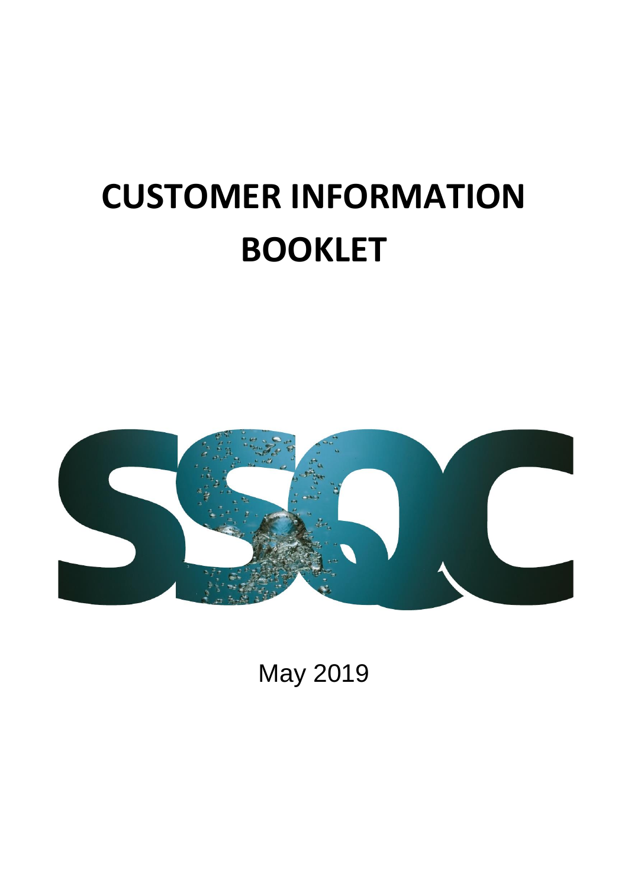# CUSTOMER INFORMATION BOOKLET

SSQC

May 2019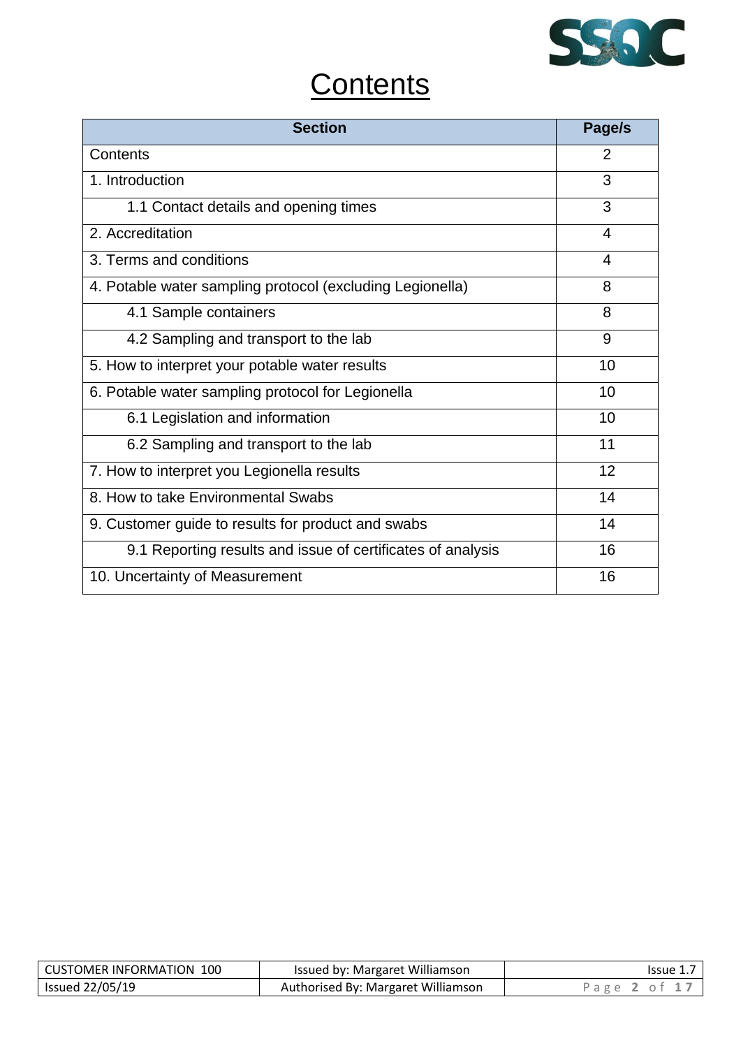# Contents

| Section | Page/s |
|---|---|
| Contents | 2 |
| 1. Introduction | 3 |
| 1.1 Contact details and opening times | 3 |
| 2. Accreditation | 4 |
| 3. Terms and conditions | 4 |
| 4. Potable water sampling protocol (excluding Legionella) | 8 |
| 4.1 Sample containers | 8 |
| 4.2 Sampling and transport to the lab | 9 |
| 5. How to interpret your potable water results | 10 |
| 6. Potable water sampling protocol for Legionella | 10 |
| 6.1 Legislation and information | 10 |
| 6.2 Sampling and transport to the lab | 11 |
| 7. How to interpret you Legionella results | 12 |
| 8. How to take Environmental Swabs | 14 |
| 9. Customer guide to results for product and swabs | 14 |
| 9.1 Reporting results and issue of certificates of analysis | 16 |
| 10. Uncertainty of Measurement | 16 |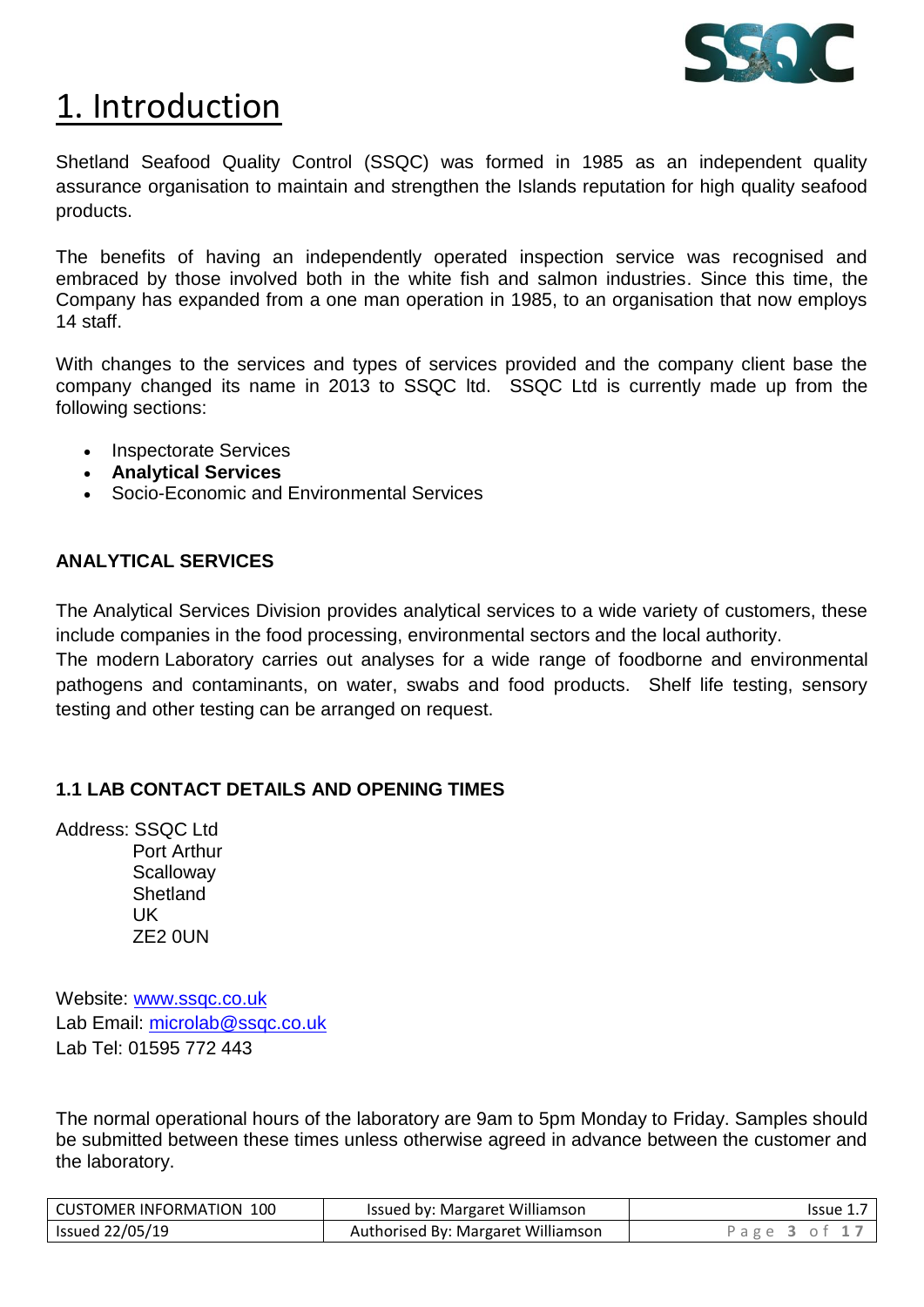# 1. Introduction

Shetland Seafood Quality Control (SSQC) was formed in 1985 as an independent quality assurance organisation to maintain and strengthen the Islands reputation for high quality seafood products.

The benefits of having an independently operated inspection service was recognised and embraced by those involved both in the white fish and salmon industries. Since this time, the Company has expanded from a one man operation in 1985, to an organisation that now employs 14 staff.

With changes to the services and types of services provided and the company client base the company changed its name in 2013 to SSQC ltd. SSQC Ltd is currently made up from the following sections:

- Inspectorate Services
- **Analytical Services**
- Socio-Economic and Environmental Services

**ANALYTICAL SERVICES**

The Analytical Services Division provides analytical services to a wide variety of customers, these include companies in the food processing, environmental sectors and the local authority.
The modern Laboratory carries out analyses for a wide range of foodborne and environmental pathogens and contaminants, on water, swabs and food products. Shelf life testing, sensory testing and other testing can be arranged on request.

### 1.1 LAB CONTACT DETAILS AND OPENING TIMES

Address: SSQC Ltd
Port Arthur
Scalloway
Shetland
UK
ZE2 0UN

Website: www.ssqc.co.uk
Lab Email: microlab@ssqc.co.uk
Lab Tel: 01595 772 443

The normal operational hours of the laboratory are 9am to 5pm Monday to Friday. Samples should be submitted between these times unless otherwise agreed in advance between the customer and the laboratory.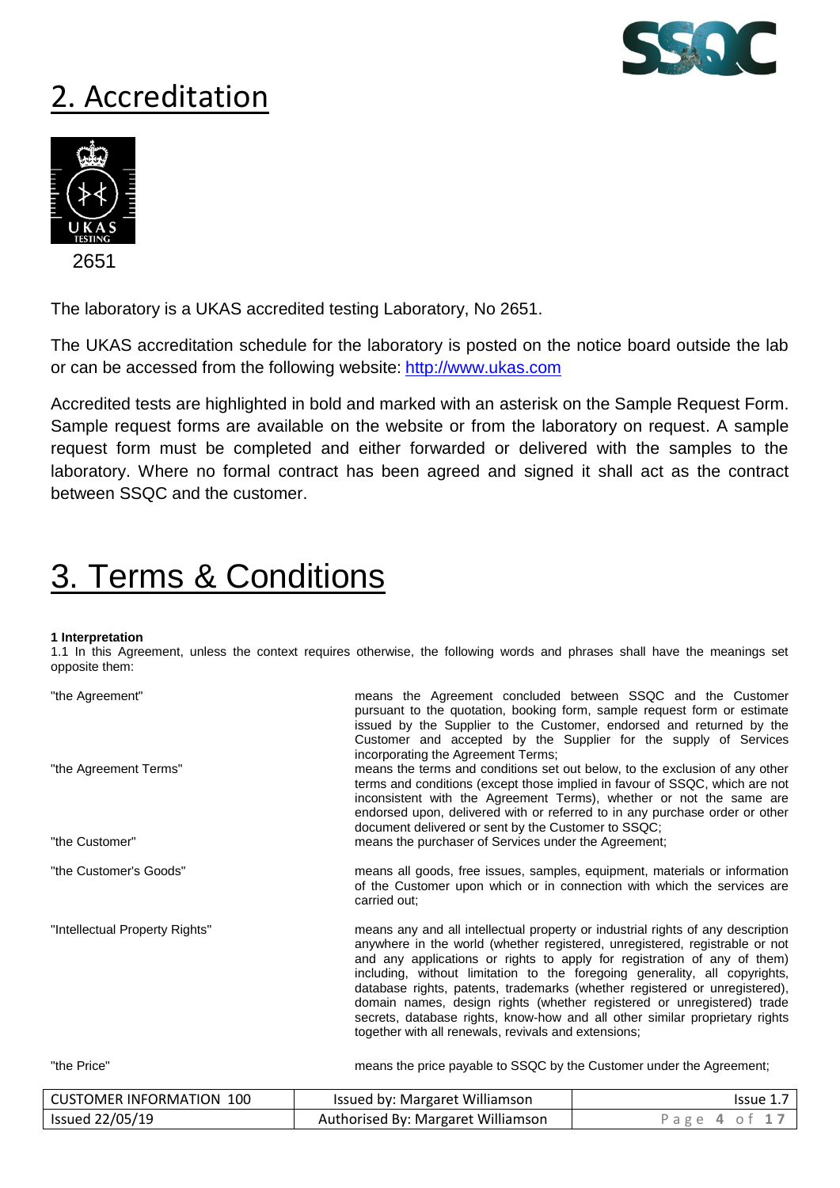# 2. Accreditation

2651

The laboratory is a UKAS accredited testing Laboratory, No 2651.

The UKAS accreditation schedule for the laboratory is posted on the notice board outside the lab or can be accessed from the following website: http://www.ukas.com

Accredited tests are highlighted in bold and marked with an asterisk on the Sample Request Form. Sample request forms are available on the website or from the laboratory on request. A sample request form must be completed and either forwarded or delivered with the samples to the laboratory. Where no formal contract has been agreed and signed it shall act as the contract between SSQC and the customer.

# 3. Terms & Conditions

**1 Interpretation**

1.1 In this Agreement, unless the context requires otherwise, the following words and phrases shall have the meanings set opposite them:

| | |
|---|---|
| "the Agreement" | means the Agreement concluded between SSQC and the Customer pursuant to the quotation, booking form, sample request form or estimate issued by the Supplier to the Customer, endorsed and returned by the Customer and accepted by the Supplier for the supply of Services incorporating the Agreement Terms; |
| "the Agreement Terms" | means the terms and conditions set out below, to the exclusion of any other terms and conditions (except those implied in favour of SSQC, which are not inconsistent with the Agreement Terms), whether or not the same are endorsed upon, delivered with or referred to in any purchase order or other document delivered or sent by the Customer to SSQC; |
| "the Customer" | means the purchaser of Services under the Agreement; |
| "the Customer's Goods" | means all goods, free issues, samples, equipment, materials or information of the Customer upon which or in connection with which the services are carried out; |
| "Intellectual Property Rights" | means any and all intellectual property or industrial rights of any description anywhere in the world (whether registered, unregistered, registrable or not and any applications or rights to apply for registration of any of them) including, without limitation to the foregoing generality, all copyrights, database rights, patents, trademarks (whether registered or unregistered), domain names, design rights (whether registered or unregistered) trade secrets, database rights, know-how and all other similar proprietary rights together with all renewals, revivals and extensions; |
| "the Price" | means the price payable to SSQC by the Customer under the Agreement; |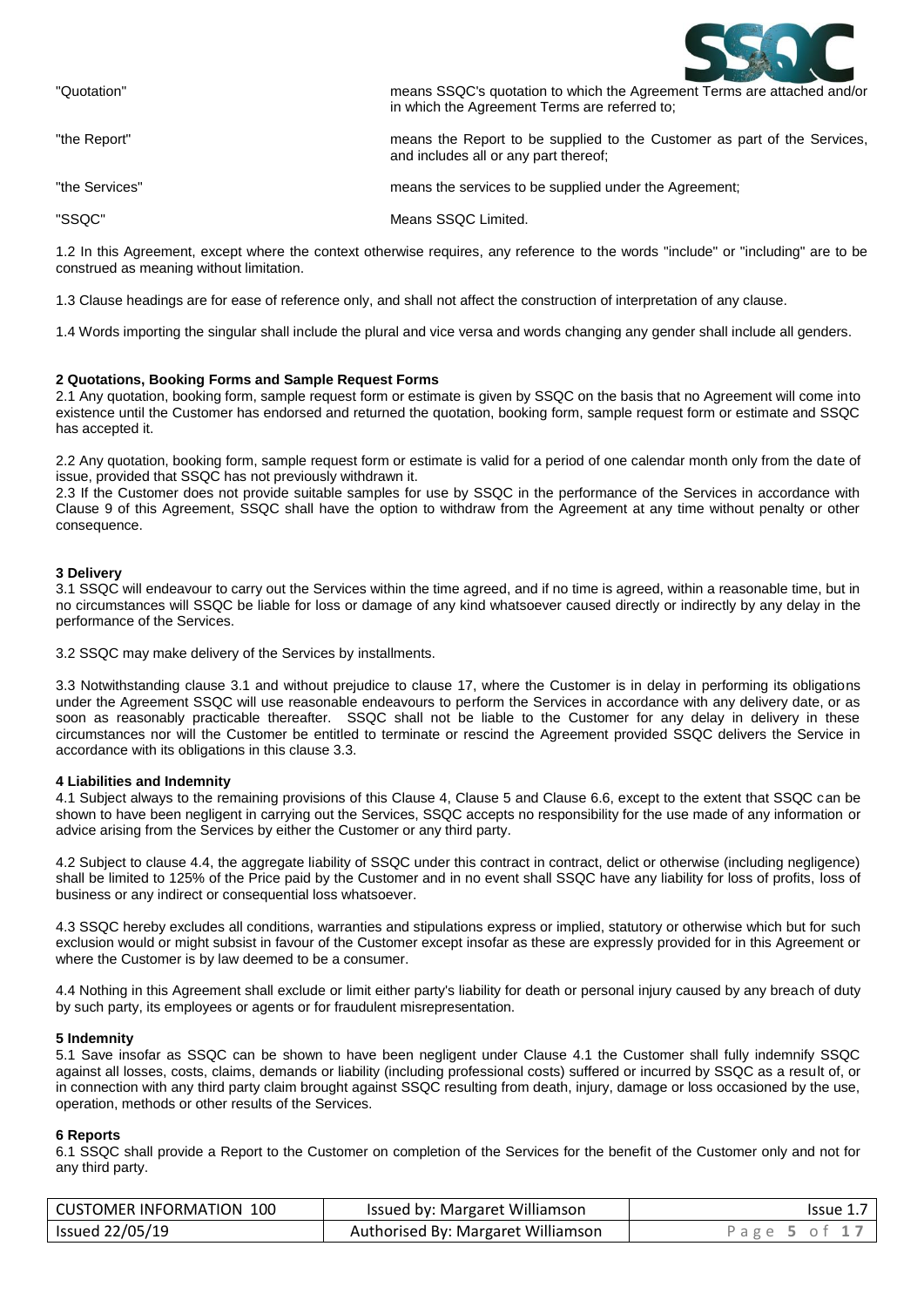| | |
|---|---|
| "Quotation" | means SSQC's quotation to which the Agreement Terms are attached and/or in which the Agreement Terms are referred to; |
| "the Report" | means the Report to be supplied to the Customer as part of the Services, and includes all or any part thereof; |
| "the Services" | means the services to be supplied under the Agreement; |
| "SSQC" | Means SSQC Limited. |

1.2 In this Agreement, except where the context otherwise requires, any reference to the words "include" or "including" are to be construed as meaning without limitation.

1.3 Clause headings are for ease of reference only, and shall not affect the construction of interpretation of any clause.

1.4 Words importing the singular shall include the plural and vice versa and words changing any gender shall include all genders.

**2 Quotations, Booking Forms and Sample Request Forms**

2.1 Any quotation, booking form, sample request form or estimate is given by SSQC on the basis that no Agreement will come into existence until the Customer has endorsed and returned the quotation, booking form, sample request form or estimate and SSQC has accepted it.

2.2 Any quotation, booking form, sample request form or estimate is valid for a period of one calendar month only from the date of issue, provided that SSQC has not previously withdrawn it.

2.3 If the Customer does not provide suitable samples for use by SSQC in the performance of the Services in accordance with Clause 9 of this Agreement, SSQC shall have the option to withdraw from the Agreement at any time without penalty or other consequence.

**3 Delivery**

3.1 SSQC will endeavour to carry out the Services within the time agreed, and if no time is agreed, within a reasonable time, but in no circumstances will SSQC be liable for loss or damage of any kind whatsoever caused directly or indirectly by any delay in the performance of the Services.

3.2 SSQC may make delivery of the Services by installments.

3.3 Notwithstanding clause 3.1 and without prejudice to clause 17, where the Customer is in delay in performing its obligations under the Agreement SSQC will use reasonable endeavours to perform the Services in accordance with any delivery date, or as soon as reasonably practicable thereafter. SSQC shall not be liable to the Customer for any delay in delivery in these circumstances nor will the Customer be entitled to terminate or rescind the Agreement provided SSQC delivers the Service in accordance with its obligations in this clause 3.3.

**4 Liabilities and Indemnity**

4.1 Subject always to the remaining provisions of this Clause 4, Clause 5 and Clause 6.6, except to the extent that SSQC can be shown to have been negligent in carrying out the Services, SSQC accepts no responsibility for the use made of any information or advice arising from the Services by either the Customer or any third party.

4.2 Subject to clause 4.4, the aggregate liability of SSQC under this contract in contract, delict or otherwise (including negligence) shall be limited to 125% of the Price paid by the Customer and in no event shall SSQC have any liability for loss of profits, loss of business or any indirect or consequential loss whatsoever.

4.3 SSQC hereby excludes all conditions, warranties and stipulations express or implied, statutory or otherwise which but for such exclusion would or might subsist in favour of the Customer except insofar as these are expressly provided for in this Agreement or where the Customer is by law deemed to be a consumer.

4.4 Nothing in this Agreement shall exclude or limit either party's liability for death or personal injury caused by any breach of duty by such party, its employees or agents or for fraudulent misrepresentation.

**5 Indemnity**

5.1 Save insofar as SSQC can be shown to have been negligent under Clause 4.1 the Customer shall fully indemnify SSQC against all losses, costs, claims, demands or liability (including professional costs) suffered or incurred by SSQC as a result of, or in connection with any third party claim brought against SSQC resulting from death, injury, damage or loss occasioned by the use, operation, methods or other results of the Services.

**6 Reports**

6.1 SSQC shall provide a Report to the Customer on completion of the Services for the benefit of the Customer only and not for any third party.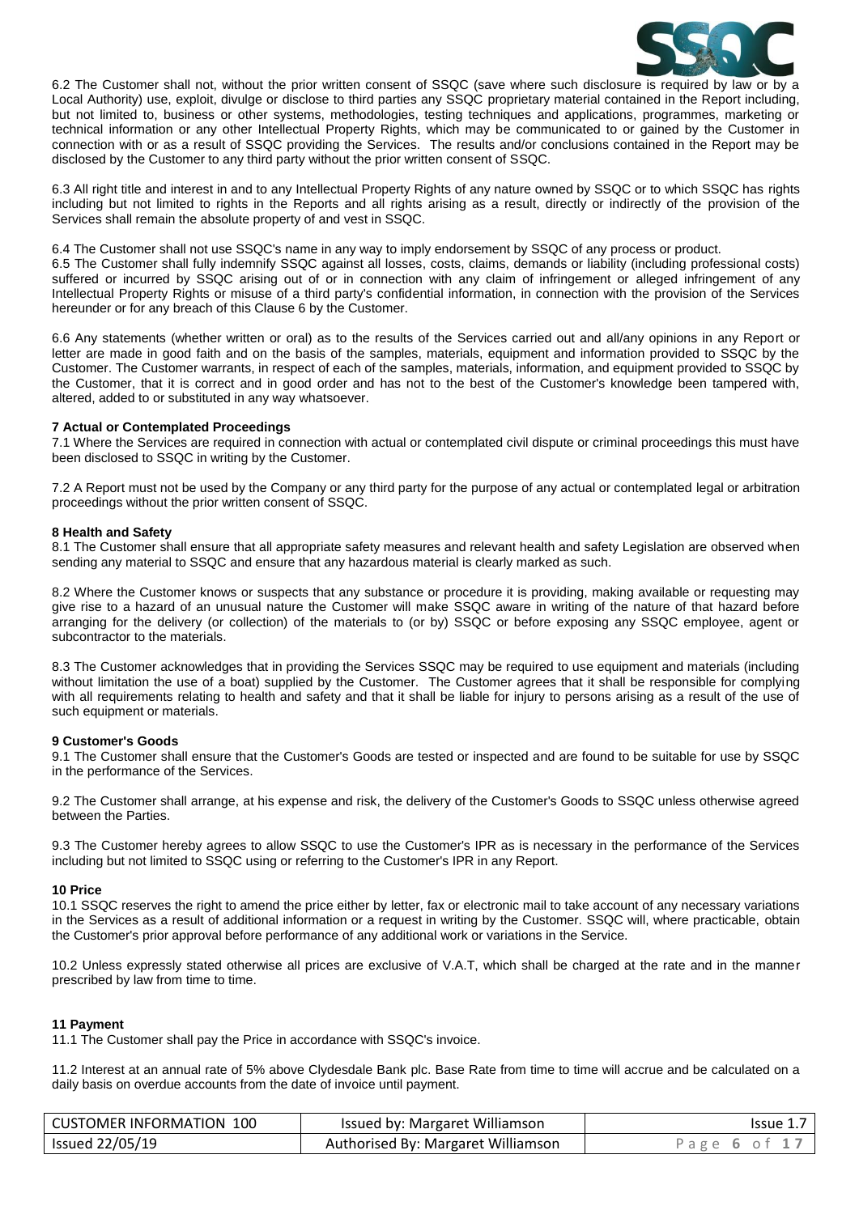6.2 The Customer shall not, without the prior written consent of SSQC (save where such disclosure is required by law or by a Local Authority) use, exploit, divulge or disclose to third parties any SSQC proprietary material contained in the Report including, but not limited to, business or other systems, methodologies, testing techniques and applications, programmes, marketing or technical information or any other Intellectual Property Rights, which may be communicated to or gained by the Customer in connection with or as a result of SSQC providing the Services. The results and/or conclusions contained in the Report may be disclosed by the Customer to any third party without the prior written consent of SSQC.

6.3 All right title and interest in and to any Intellectual Property Rights of any nature owned by SSQC or to which SSQC has rights including but not limited to rights in the Reports and all rights arising as a result, directly or indirectly of the provision of the Services shall remain the absolute property of and vest in SSQC.

6.4 The Customer shall not use SSQC's name in any way to imply endorsement by SSQC of any process or product.

6.5 The Customer shall fully indemnify SSQC against all losses, costs, claims, demands or liability (including professional costs) suffered or incurred by SSQC arising out of or in connection with any claim of infringement or alleged infringement of any Intellectual Property Rights or misuse of a third party's confidential information, in connection with the provision of the Services hereunder or for any breach of this Clause 6 by the Customer.

6.6 Any statements (whether written or oral) as to the results of the Services carried out and all/any opinions in any Report or letter are made in good faith and on the basis of the samples, materials, equipment and information provided to SSQC by the Customer. The Customer warrants, in respect of each of the samples, materials, information, and equipment provided to SSQC by the Customer, that it is correct and in good order and has not to the best of the Customer's knowledge been tampered with, altered, added to or substituted in any way whatsoever.

**7 Actual or Contemplated Proceedings**

7.1 Where the Services are required in connection with actual or contemplated civil dispute or criminal proceedings this must have been disclosed to SSQC in writing by the Customer.

7.2 A Report must not be used by the Company or any third party for the purpose of any actual or contemplated legal or arbitration proceedings without the prior written consent of SSQC.

**8 Health and Safety**

8.1 The Customer shall ensure that all appropriate safety measures and relevant health and safety Legislation are observed when sending any material to SSQC and ensure that any hazardous material is clearly marked as such.

8.2 Where the Customer knows or suspects that any substance or procedure it is providing, making available or requesting may give rise to a hazard of an unusual nature the Customer will make SSQC aware in writing of the nature of that hazard before arranging for the delivery (or collection) of the materials to (or by) SSQC or before exposing any SSQC employee, agent or subcontractor to the materials.

8.3 The Customer acknowledges that in providing the Services SSQC may be required to use equipment and materials (including without limitation the use of a boat) supplied by the Customer. The Customer agrees that it shall be responsible for complying with all requirements relating to health and safety and that it shall be liable for injury to persons arising as a result of the use of such equipment or materials.

**9 Customer's Goods**

9.1 The Customer shall ensure that the Customer's Goods are tested or inspected and are found to be suitable for use by SSQC in the performance of the Services.

9.2 The Customer shall arrange, at his expense and risk, the delivery of the Customer's Goods to SSQC unless otherwise agreed between the Parties.

9.3 The Customer hereby agrees to allow SSQC to use the Customer's IPR as is necessary in the performance of the Services including but not limited to SSQC using or referring to the Customer's IPR in any Report.

**10 Price**

10.1 SSQC reserves the right to amend the price either by letter, fax or electronic mail to take account of any necessary variations in the Services as a result of additional information or a request in writing by the Customer. SSQC will, where practicable, obtain the Customer's prior approval before performance of any additional work or variations in the Service.

10.2 Unless expressly stated otherwise all prices are exclusive of V.A.T, which shall be charged at the rate and in the manner prescribed by law from time to time.

**11 Payment**

11.1 The Customer shall pay the Price in accordance with SSQC's invoice.

11.2 Interest at an annual rate of 5% above Clydesdale Bank plc. Base Rate from time to time will accrue and be calculated on a daily basis on overdue accounts from the date of invoice until payment.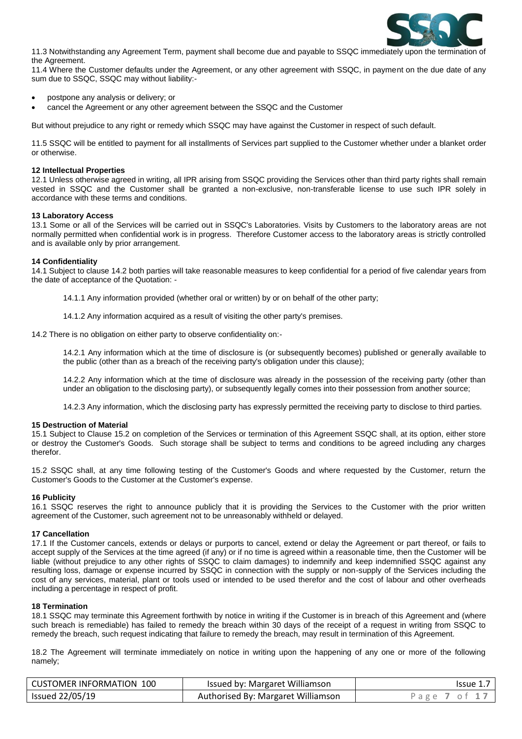11.3 Notwithstanding any Agreement Term, payment shall become due and payable to SSQC immediately upon the termination of the Agreement.

11.4 Where the Customer defaults under the Agreement, or any other agreement with SSQC, in payment on the due date of any sum due to SSQC, SSQC may without liability:-

- postpone any analysis or delivery; or
- cancel the Agreement or any other agreement between the SSQC and the Customer

But without prejudice to any right or remedy which SSQC may have against the Customer in respect of such default.

11.5 SSQC will be entitled to payment for all installments of Services part supplied to the Customer whether under a blanket order or otherwise.

### 12 Intellectual Properties

12.1 Unless otherwise agreed in writing, all IPR arising from SSQC providing the Services other than third party rights shall remain vested in SSQC and the Customer shall be granted a non-exclusive, non-transferable license to use such IPR solely in accordance with these terms and conditions.

### 13 Laboratory Access

13.1 Some or all of the Services will be carried out in SSQC's Laboratories. Visits by Customers to the laboratory areas are not normally permitted when confidential work is in progress. Therefore Customer access to the laboratory areas is strictly controlled and is available only by prior arrangement.

### 14 Confidentiality

14.1 Subject to clause 14.2 both parties will take reasonable measures to keep confidential for a period of five calendar years from the date of acceptance of the Quotation: -

14.1.1 Any information provided (whether oral or written) by or on behalf of the other party;

14.1.2 Any information acquired as a result of visiting the other party's premises.

14.2 There is no obligation on either party to observe confidentiality on:-

14.2.1 Any information which at the time of disclosure is (or subsequently becomes) published or generally available to the public (other than as a breach of the receiving party's obligation under this clause);

14.2.2 Any information which at the time of disclosure was already in the possession of the receiving party (other than under an obligation to the disclosing party), or subsequently legally comes into their possession from another source;

14.2.3 Any information, which the disclosing party has expressly permitted the receiving party to disclose to third parties.

### 15 Destruction of Material

15.1 Subject to Clause 15.2 on completion of the Services or termination of this Agreement SSQC shall, at its option, either store or destroy the Customer's Goods. Such storage shall be subject to terms and conditions to be agreed including any charges therefor.

15.2 SSQC shall, at any time following testing of the Customer's Goods and where requested by the Customer, return the Customer's Goods to the Customer at the Customer's expense.

### 16 Publicity

16.1 SSQC reserves the right to announce publicly that it is providing the Services to the Customer with the prior written agreement of the Customer, such agreement not to be unreasonably withheld or delayed.

### 17 Cancellation

17.1 If the Customer cancels, extends or delays or purports to cancel, extend or delay the Agreement or part thereof, or fails to accept supply of the Services at the time agreed (if any) or if no time is agreed within a reasonable time, then the Customer will be liable (without prejudice to any other rights of SSQC to claim damages) to indemnify and keep indemnified SSQC against any resulting loss, damage or expense incurred by SSQC in connection with the supply or non-supply of the Services including the cost of any services, material, plant or tools used or intended to be used therefor and the cost of labour and other overheads including a percentage in respect of profit.

### 18 Termination

18.1 SSQC may terminate this Agreement forthwith by notice in writing if the Customer is in breach of this Agreement and (where such breach is remediable) has failed to remedy the breach within 30 days of the receipt of a request in writing from SSQC to remedy the breach, such request indicating that failure to remedy the breach, may result in termination of this Agreement.

18.2 The Agreement will terminate immediately on notice in writing upon the happening of any one or more of the following namely;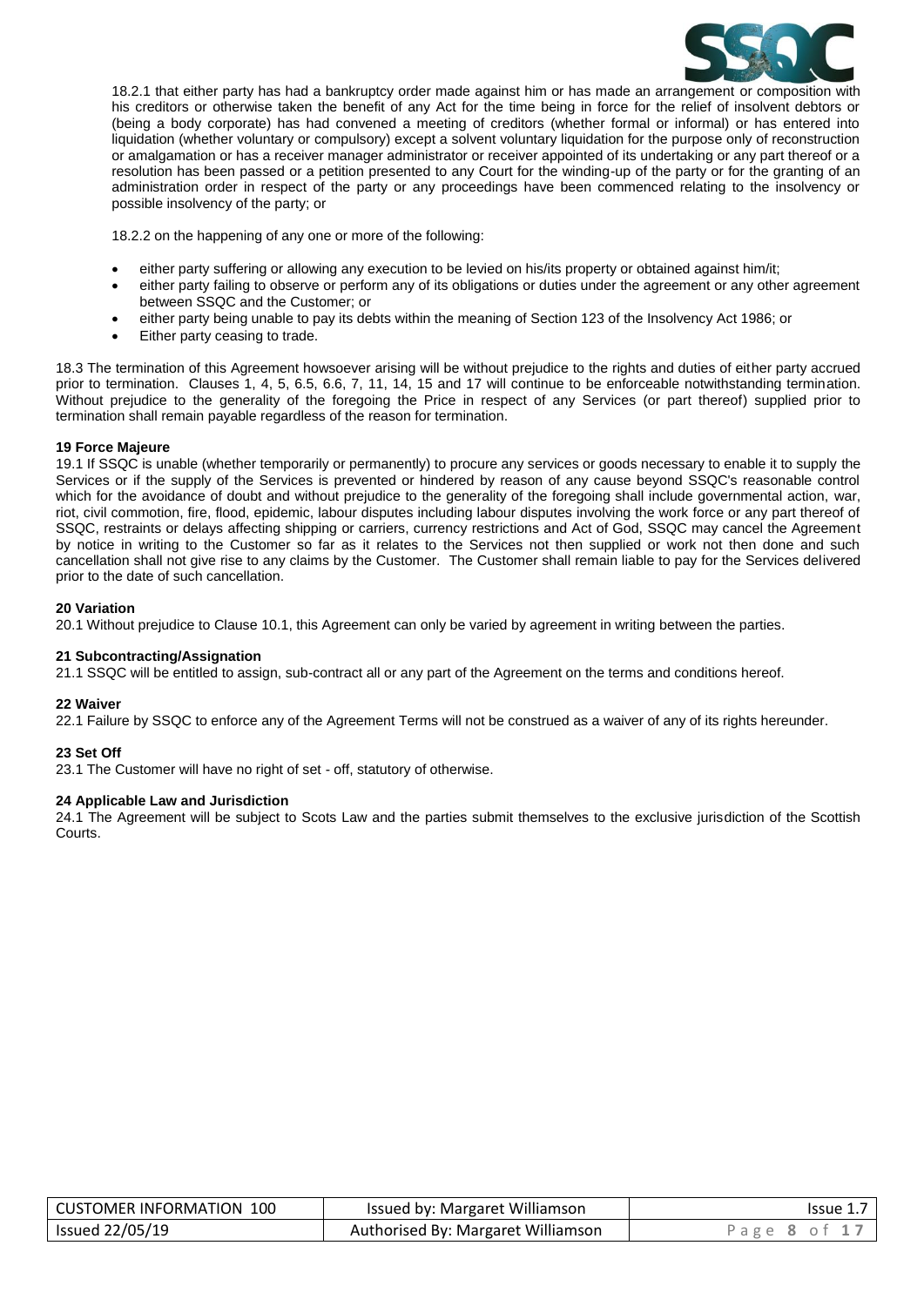18.2.1 that either party has had a bankruptcy order made against him or has made an arrangement or composition with his creditors or otherwise taken the benefit of any Act for the time being in force for the relief of insolvent debtors or (being a body corporate) has had convened a meeting of creditors (whether formal or informal) or has entered into liquidation (whether voluntary or compulsory) except a solvent voluntary liquidation for the purpose only of reconstruction or amalgamation or has a receiver manager administrator or receiver appointed of its undertaking or any part thereof or a resolution has been passed or a petition presented to any Court for the winding-up of the party or for the granting of an administration order in respect of the party or any proceedings have been commenced relating to the insolvency or possible insolvency of the party; or

18.2.2 on the happening of any one or more of the following:

- either party suffering or allowing any execution to be levied on his/its property or obtained against him/it;
- either party failing to observe or perform any of its obligations or duties under the agreement or any other agreement between SSQC and the Customer; or
- either party being unable to pay its debts within the meaning of Section 123 of the Insolvency Act 1986; or
- Either party ceasing to trade.

18.3 The termination of this Agreement howsoever arising will be without prejudice to the rights and duties of either party accrued prior to termination. Clauses 1, 4, 5, 6.5, 6.6, 7, 11, 14, 15 and 17 will continue to be enforceable notwithstanding termination. Without prejudice to the generality of the foregoing the Price in respect of any Services (or part thereof) supplied prior to termination shall remain payable regardless of the reason for termination.

**19 Force Majeure**

19.1 If SSQC is unable (whether temporarily or permanently) to procure any services or goods necessary to enable it to supply the Services or if the supply of the Services is prevented or hindered by reason of any cause beyond SSQC's reasonable control which for the avoidance of doubt and without prejudice to the generality of the foregoing shall include governmental action, war, riot, civil commotion, fire, flood, epidemic, labour disputes including labour disputes involving the work force or any part thereof of SSQC, restraints or delays affecting shipping or carriers, currency restrictions and Act of God, SSQC may cancel the Agreement by notice in writing to the Customer so far as it relates to the Services not then supplied or work not then done and such cancellation shall not give rise to any claims by the Customer. The Customer shall remain liable to pay for the Services delivered prior to the date of such cancellation.

**20 Variation**

20.1 Without prejudice to Clause 10.1, this Agreement can only be varied by agreement in writing between the parties.

**21 Subcontracting/Assignation**

21.1 SSQC will be entitled to assign, sub-contract all or any part of the Agreement on the terms and conditions hereof.

**22 Waiver**

22.1 Failure by SSQC to enforce any of the Agreement Terms will not be construed as a waiver of any of its rights hereunder.

**23 Set Off**

23.1 The Customer will have no right of set - off, statutory of otherwise.

**24 Applicable Law and Jurisdiction**

24.1 The Agreement will be subject to Scots Law and the parties submit themselves to the exclusive jurisdiction of the Scottish Courts.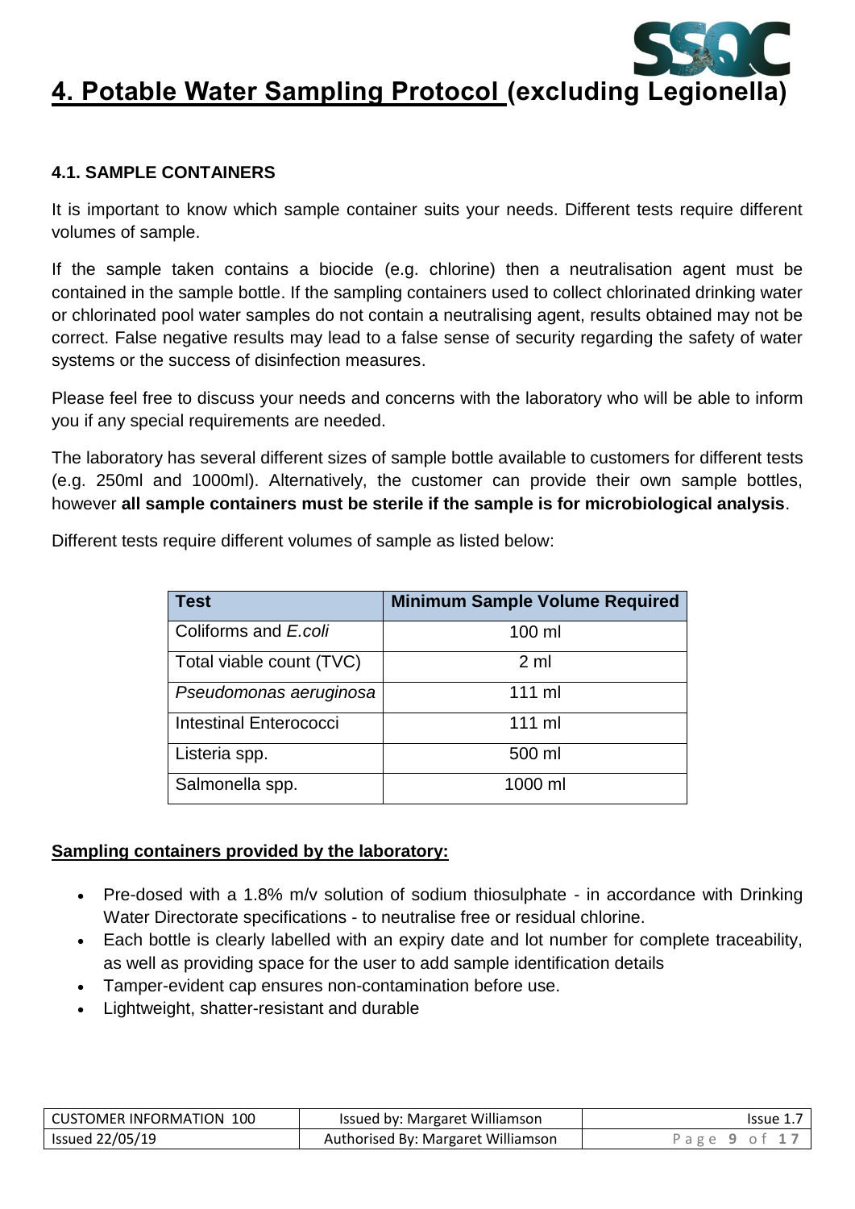# 4. Potable Water Sampling Protocol (excluding Legionella)

### 4.1. SAMPLE CONTAINERS

It is important to know which sample container suits your needs. Different tests require different volumes of sample.

If the sample taken contains a biocide (e.g. chlorine) then a neutralisation agent must be contained in the sample bottle. If the sampling containers used to collect chlorinated drinking water or chlorinated pool water samples do not contain a neutralising agent, results obtained may not be correct. False negative results may lead to a false sense of security regarding the safety of water systems or the success of disinfection measures.

Please feel free to discuss your needs and concerns with the laboratory who will be able to inform you if any special requirements are needed.

The laboratory has several different sizes of sample bottle available to customers for different tests (e.g. 250ml and 1000ml). Alternatively, the customer can provide their own sample bottles, however **all sample containers must be sterile if the sample is for microbiological analysis**.

Different tests require different volumes of sample as listed below:

| Test | Minimum Sample Volume Required |
|---|---|
| Coliforms and *E.coli* | 100 ml |
| Total viable count (TVC) | 2 ml |
| *Pseudomonas aeruginosa* | 111 ml |
| Intestinal Enterococci | 111 ml |
| Listeria spp. | 500 ml |
| Salmonella spp. | 1000 ml |

**Sampling containers provided by the laboratory:**

- Pre-dosed with a 1.8% m/v solution of sodium thiosulphate - in accordance with Drinking Water Directorate specifications - to neutralise free or residual chlorine.
- Each bottle is clearly labelled with an expiry date and lot number for complete traceability, as well as providing space for the user to add sample identification details
- Tamper-evident cap ensures non-contamination before use.
- Lightweight, shatter-resistant and durable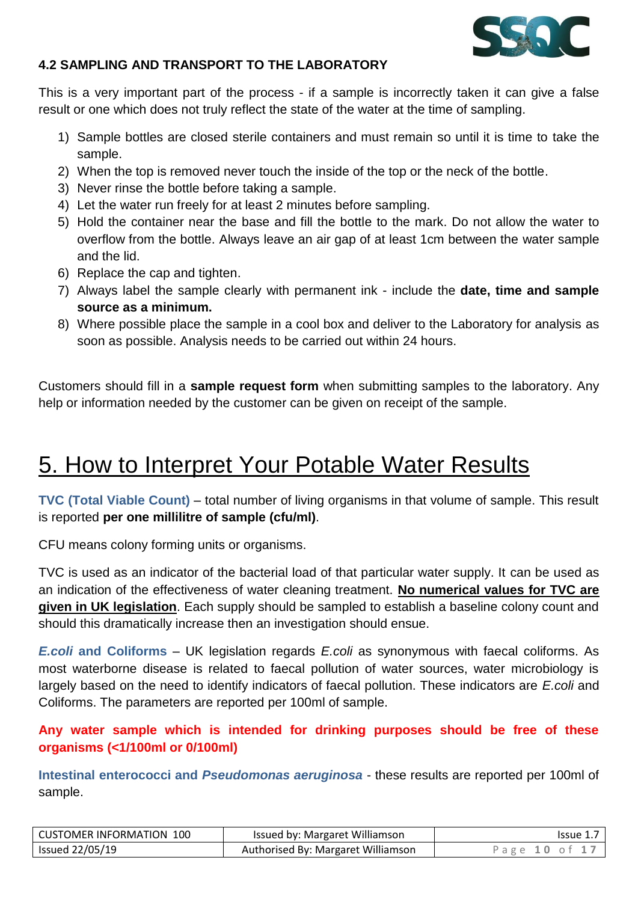### 4.2 SAMPLING AND TRANSPORT TO THE LABORATORY

This is a very important part of the process - if a sample is incorrectly taken it can give a false result or one which does not truly reflect the state of the water at the time of sampling.

1) Sample bottles are closed sterile containers and must remain so until it is time to take the sample.
2) When the top is removed never touch the inside of the top or the neck of the bottle.
3) Never rinse the bottle before taking a sample.
4) Let the water run freely for at least 2 minutes before sampling.
5) Hold the container near the base and fill the bottle to the mark. Do not allow the water to overflow from the bottle. Always leave an air gap of at least 1cm between the water sample and the lid.
6) Replace the cap and tighten.
7) Always label the sample clearly with permanent ink - include the **date, time and sample source as a minimum.**
8) Where possible place the sample in a cool box and deliver to the Laboratory for analysis as soon as possible. Analysis needs to be carried out within 24 hours.

Customers should fill in a **sample request form** when submitting samples to the laboratory. Any help or information needed by the customer can be given on receipt of the sample.

# 5. How to Interpret Your Potable Water Results

**TVC (Total Viable Count)** – total number of living organisms in that volume of sample. This result is reported **per one millilitre of sample (cfu/ml)**.

CFU means colony forming units or organisms.

TVC is used as an indicator of the bacterial load of that particular water supply. It can be used as an indication of the effectiveness of water cleaning treatment. **No numerical values for TVC are given in UK legislation**. Each supply should be sampled to establish a baseline colony count and should this dramatically increase then an investigation should ensue.

***E.coli* and Coliforms** – UK legislation regards *E.coli* as synonymous with faecal coliforms. As most waterborne disease is related to faecal pollution of water sources, water microbiology is largely based on the need to identify indicators of faecal pollution. These indicators are *E.coli* and Coliforms. The parameters are reported per 100ml of sample.

**Any water sample which is intended for drinking purposes should be free of these organisms (<1/100ml or 0/100ml)**

**Intestinal enterococci and *Pseudomonas aeruginosa*** - these results are reported per 100ml of sample.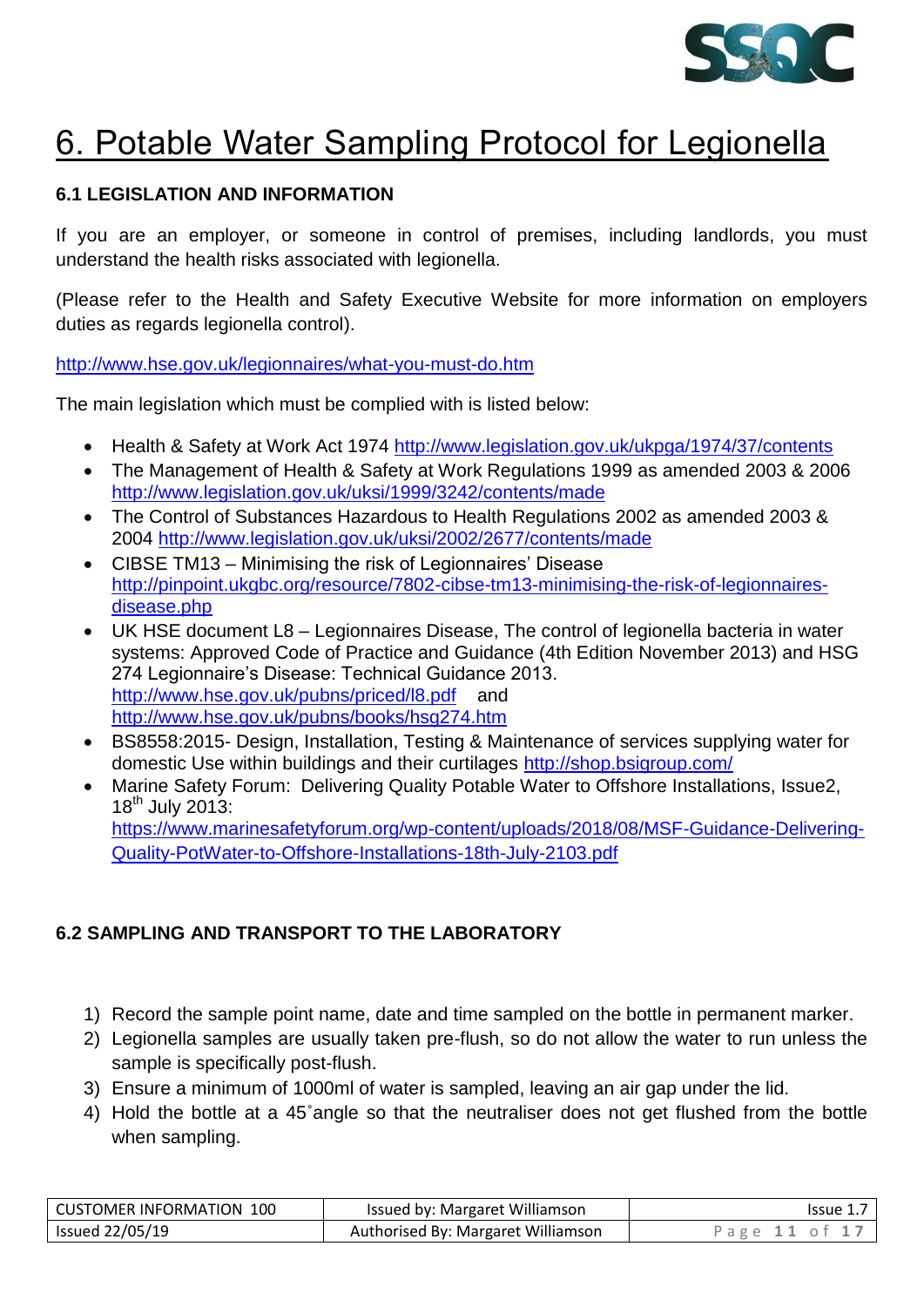# 6. Potable Water Sampling Protocol for Legionella

## 6.1 LEGISLATION AND INFORMATION

If you are an employer, or someone in control of premises, including landlords, you must understand the health risks associated with legionella.

(Please refer to the Health and Safety Executive Website for more information on employers duties as regards legionella control).

http://www.hse.gov.uk/legionnaires/what-you-must-do.htm

The main legislation which must be complied with is listed below:

- Health & Safety at Work Act 1974 http://www.legislation.gov.uk/ukpga/1974/37/contents
- The Management of Health & Safety at Work Regulations 1999 as amended 2003 & 2006 http://www.legislation.gov.uk/uksi/1999/3242/contents/made
- The Control of Substances Hazardous to Health Regulations 2002 as amended 2003 & 2004 http://www.legislation.gov.uk/uksi/2002/2677/contents/made
- CIBSE TM13 – Minimising the risk of Legionnaires' Disease http://pinpoint.ukgbc.org/resource/7802-cibse-tm13-minimising-the-risk-of-legionnaires-disease.php
- UK HSE document L8 – Legionnaires Disease, The control of legionella bacteria in water systems: Approved Code of Practice and Guidance (4th Edition November 2013) and HSG 274 Legionnaire's Disease: Technical Guidance 2013. http://www.hse.gov.uk/pubns/priced/l8.pdf and http://www.hse.gov.uk/pubns/books/hsg274.htm
- BS8558:2015- Design, Installation, Testing & Maintenance of services supplying water for domestic Use within buildings and their curtilages http://shop.bsigroup.com/
- Marine Safety Forum: Delivering Quality Potable Water to Offshore Installations, Issue2, 18th July 2013: https://www.marinesafetyforum.org/wp-content/uploads/2018/08/MSF-Guidance-Delivering-Quality-PotWater-to-Offshore-Installations-18th-July-2103.pdf

## 6.2 SAMPLING AND TRANSPORT TO THE LABORATORY

1) Record the sample point name, date and time sampled on the bottle in permanent marker.
2) Legionella samples are usually taken pre-flush, so do not allow the water to run unless the sample is specifically post-flush.
3) Ensure a minimum of 1000ml of water is sampled, leaving an air gap under the lid.
4) Hold the bottle at a 45˚angle so that the neutraliser does not get flushed from the bottle when sampling.

| CUSTOMER INFORMATION 100 | Issued by: Margaret Williamson | Issue 1.7 |
|---|---|---|
| Issued 22/05/19 | Authorised By: Margaret Williamson | |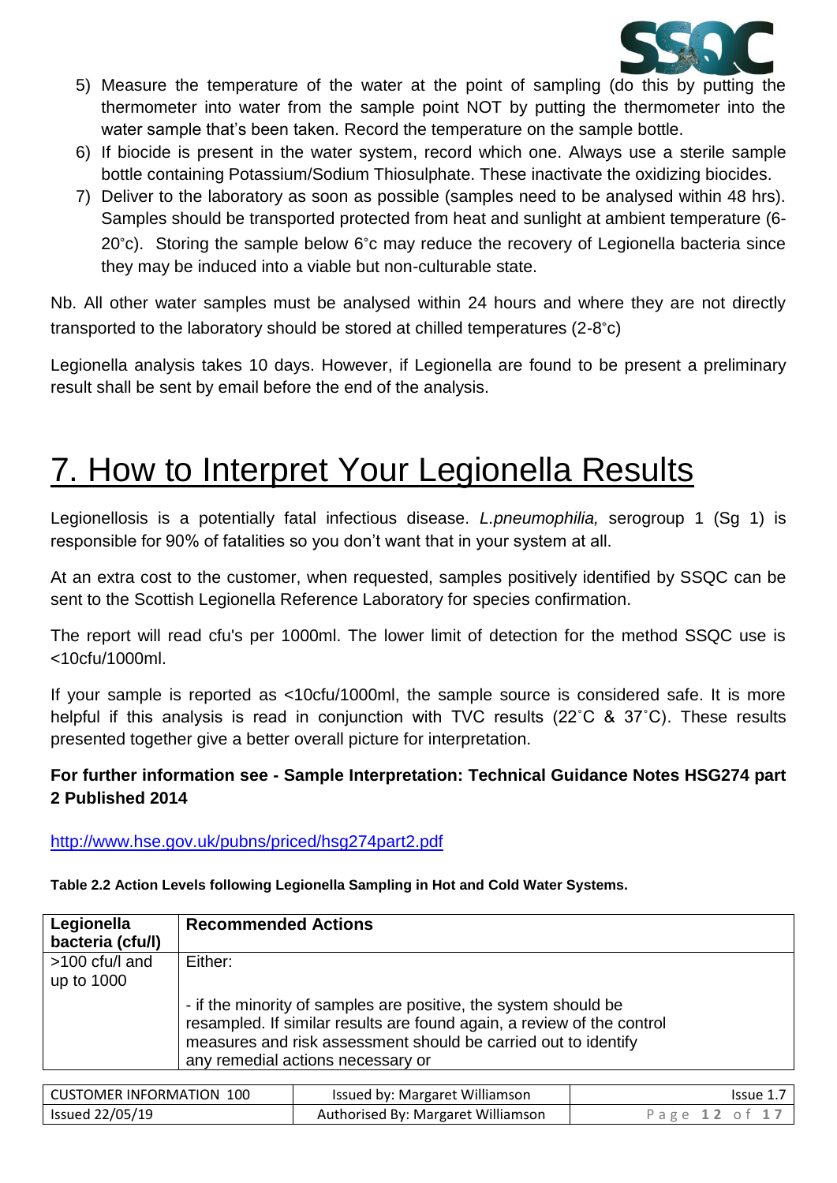5) Measure the temperature of the water at the point of sampling (do this by putting the thermometer into water from the sample point NOT by putting the thermometer into the water sample that's been taken. Record the temperature on the sample bottle.
6) If biocide is present in the water system, record which one. Always use a sterile sample bottle containing Potassium/Sodium Thiosulphate. These inactivate the oxidizing biocides.
7) Deliver to the laboratory as soon as possible (samples need to be analysed within 48 hrs). Samples should be transported protected from heat and sunlight at ambient temperature (6-20˚c). Storing the sample below 6˚c may reduce the recovery of Legionella bacteria since they may be induced into a viable but non-culturable state.

Nb. All other water samples must be analysed within 24 hours and where they are not directly transported to the laboratory should be stored at chilled temperatures (2-8˚c)

Legionella analysis takes 10 days. However, if Legionella are found to be present a preliminary result shall be sent by email before the end of the analysis.

# 7. How to Interpret Your Legionella Results

Legionellosis is a potentially fatal infectious disease. *L.pneumophilia,* serogroup 1 (Sg 1) is responsible for 90% of fatalities so you don't want that in your system at all.

At an extra cost to the customer, when requested, samples positively identified by SSQC can be sent to the Scottish Legionella Reference Laboratory for species confirmation.

The report will read cfu's per 1000ml. The lower limit of detection for the method SSQC use is <10cfu/1000ml.

If your sample is reported as <10cfu/1000ml, the sample source is considered safe. It is more helpful if this analysis is read in conjunction with TVC results (22˚C & 37˚C). These results presented together give a better overall picture for interpretation.

**For further information see - Sample Interpretation: Technical Guidance Notes HSG274 part 2 Published 2014**

http://www.hse.gov.uk/pubns/priced/hsg274part2.pdf

**Table 2.2 Action Levels following Legionella Sampling in Hot and Cold Water Systems.**

| Legionella bacteria (cfu/l) | Recommended Actions |
|---|---|
| >100 cfu/l and up to 1000 | Either:<br><br>- if the minority of samples are positive, the system should be resampled. If similar results are found again, a review of the control measures and risk assessment should be carried out to identify any remedial actions necessary or |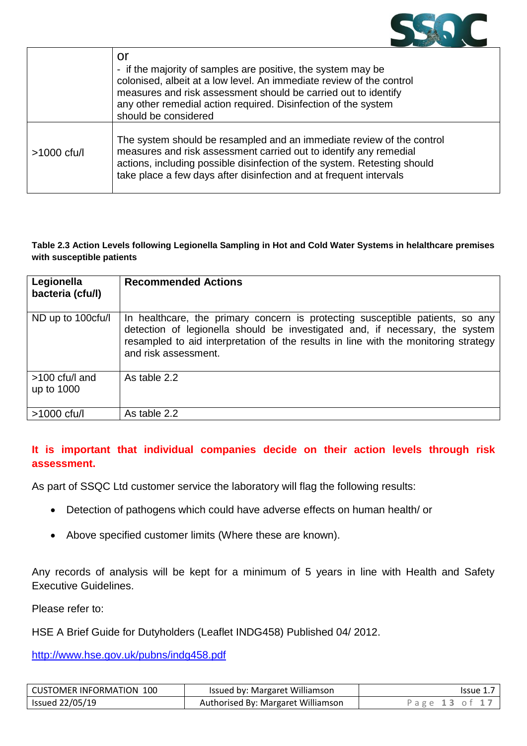| | |
|---|---|
| | or<br>- if the majority of samples are positive, the system may be colonised, albeit at a low level. An immediate review of the control measures and risk assessment should be carried out to identify any other remedial action required. Disinfection of the system should be considered |
| >1000 cfu/l | The system should be resampled and an immediate review of the control measures and risk assessment carried out to identify any remedial actions, including possible disinfection of the system. Retesting should take place a few days after disinfection and at frequent intervals |

**Table 2.3 Action Levels following Legionella Sampling in Hot and Cold Water Systems in helalthcare premises with susceptible patients**

| Legionella bacteria (cfu/l) | Recommended Actions |
|---|---|
| ND up to 100cfu/l | In healthcare, the primary concern is protecting susceptible patients, so any detection of legionella should be investigated and, if necessary, the system resampled to aid interpretation of the results in line with the monitoring strategy and risk assessment. |
| >100 cfu/l and up to 1000 | As table 2.2 |
| >1000 cfu/l | As table 2.2 |

**It is important that individual companies decide on their action levels through risk assessment.**

As part of SSQC Ltd customer service the laboratory will flag the following results:

- Detection of pathogens which could have adverse effects on human health/ or
- Above specified customer limits (Where these are known).

Any records of analysis will be kept for a minimum of 5 years in line with Health and Safety Executive Guidelines.

Please refer to:

HSE A Brief Guide for Dutyholders (Leaflet INDG458) Published 04/ 2012.

http://www.hse.gov.uk/pubns/indg458.pdf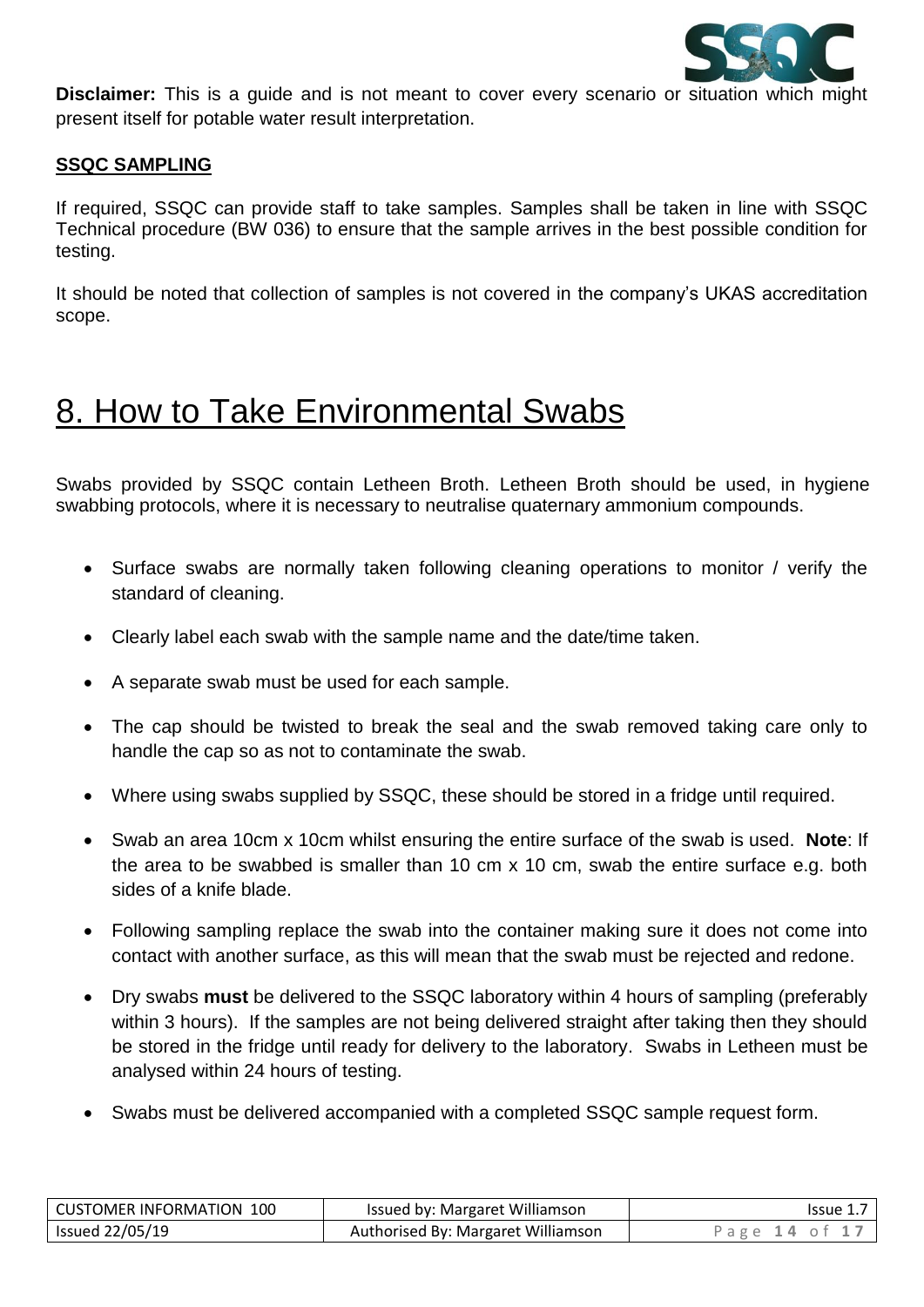**Disclaimer:** This is a guide and is not meant to cover every scenario or situation which might present itself for potable water result interpretation.

**SSQC SAMPLING**

If required, SSQC can provide staff to take samples. Samples shall be taken in line with SSQC Technical procedure (BW 036) to ensure that the sample arrives in the best possible condition for testing.

It should be noted that collection of samples is not covered in the company's UKAS accreditation scope.

# 8. How to Take Environmental Swabs

Swabs provided by SSQC contain Letheen Broth. Letheen Broth should be used, in hygiene swabbing protocols, where it is necessary to neutralise quaternary ammonium compounds.

- Surface swabs are normally taken following cleaning operations to monitor / verify the standard of cleaning.
- Clearly label each swab with the sample name and the date/time taken.
- A separate swab must be used for each sample.
- The cap should be twisted to break the seal and the swab removed taking care only to handle the cap so as not to contaminate the swab.
- Where using swabs supplied by SSQC, these should be stored in a fridge until required.
- Swab an area 10cm x 10cm whilst ensuring the entire surface of the swab is used. **Note**: If the area to be swabbed is smaller than 10 cm x 10 cm, swab the entire surface e.g. both sides of a knife blade.
- Following sampling replace the swab into the container making sure it does not come into contact with another surface, as this will mean that the swab must be rejected and redone.
- Dry swabs **must** be delivered to the SSQC laboratory within 4 hours of sampling (preferably within 3 hours). If the samples are not being delivered straight after taking then they should be stored in the fridge until ready for delivery to the laboratory. Swabs in Letheen must be analysed within 24 hours of testing.
- Swabs must be delivered accompanied with a completed SSQC sample request form.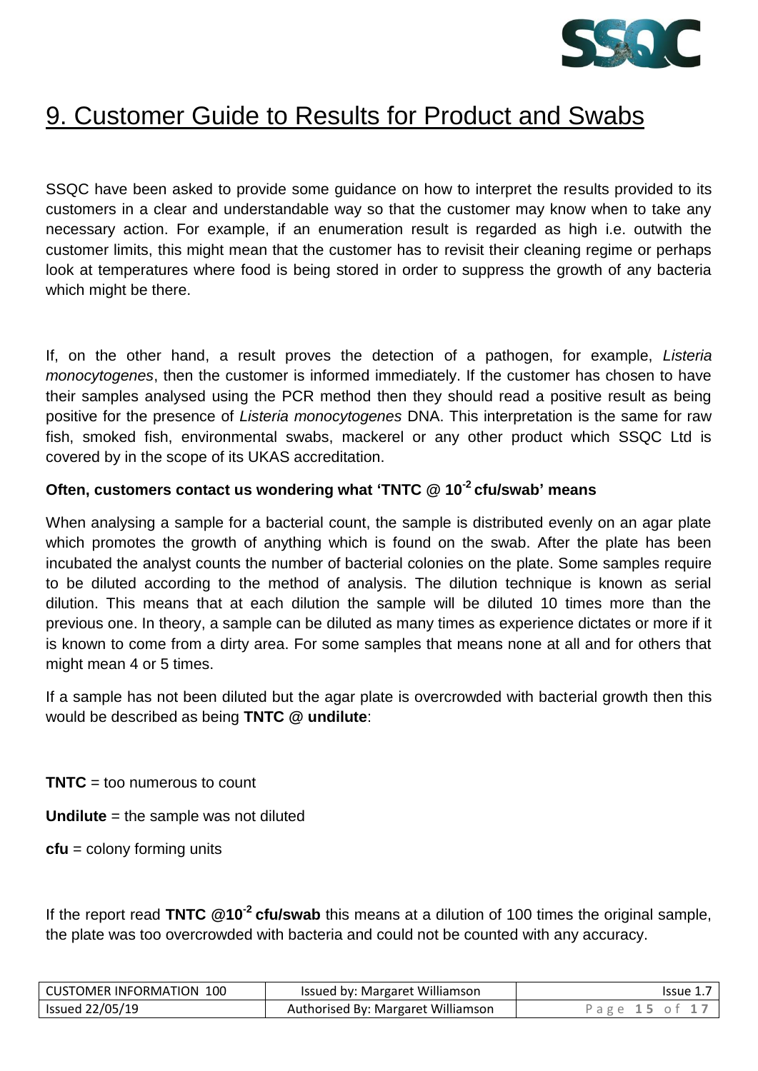# 9. Customer Guide to Results for Product and Swabs

SSQC have been asked to provide some guidance on how to interpret the results provided to its customers in a clear and understandable way so that the customer may know when to take any necessary action. For example, if an enumeration result is regarded as high i.e. outwith the customer limits, this might mean that the customer has to revisit their cleaning regime or perhaps look at temperatures where food is being stored in order to suppress the growth of any bacteria which might be there.

If, on the other hand, a result proves the detection of a pathogen, for example, *Listeria monocytogenes*, then the customer is informed immediately. If the customer has chosen to have their samples analysed using the PCR method then they should read a positive result as being positive for the presence of *Listeria monocytogenes* DNA. This interpretation is the same for raw fish, smoked fish, environmental swabs, mackerel or any other product which SSQC Ltd is covered by in the scope of its UKAS accreditation.

**Often, customers contact us wondering what 'TNTC @ $10^{-2}$ cfu/swab' means**

When analysing a sample for a bacterial count, the sample is distributed evenly on an agar plate which promotes the growth of anything which is found on the swab. After the plate has been incubated the analyst counts the number of bacterial colonies on the plate. Some samples require to be diluted according to the method of analysis. The dilution technique is known as serial dilution. This means that at each dilution the sample will be diluted 10 times more than the previous one. In theory, a sample can be diluted as many times as experience dictates or more if it is known to come from a dirty area. For some samples that means none at all and for others that might mean 4 or 5 times.

If a sample has not been diluted but the agar plate is overcrowded with bacterial growth then this would be described as being **TNTC @ undilute**:

**TNTC** = too numerous to count

**Undilute** = the sample was not diluted

**cfu** = colony forming units

If the report read **TNTC @$10^{-2}$ cfu/swab** this means at a dilution of 100 times the original sample, the plate was too overcrowded with bacteria and could not be counted with any accuracy.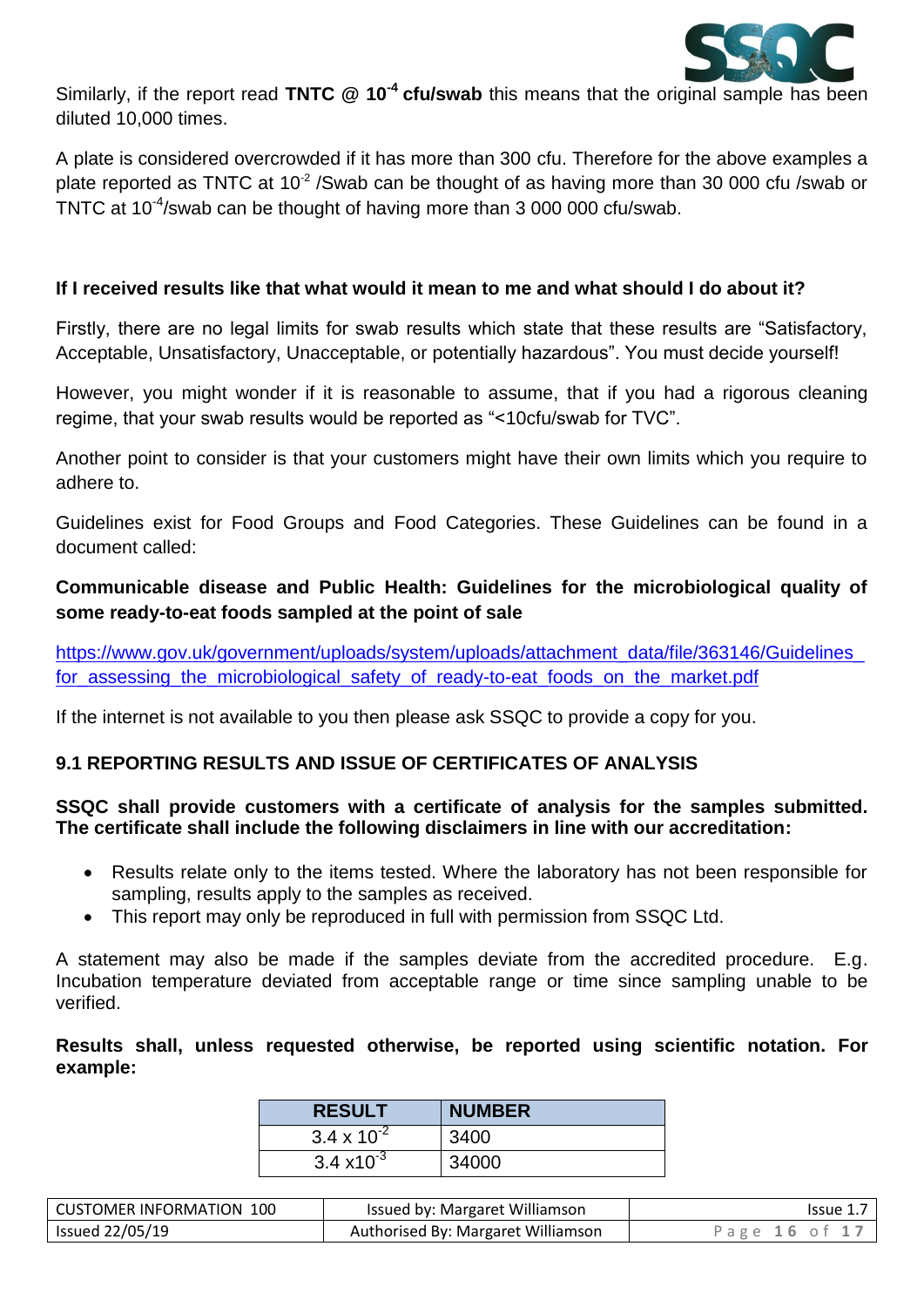Similarly, if the report read **TNTC @ $10^{-4}$ cfu/swab** this means that the original sample has been diluted 10,000 times.

A plate is considered overcrowded if it has more than 300 cfu. Therefore for the above examples a plate reported as TNTC at $10^{-2}$ /Swab can be thought of as having more than 30 000 cfu /swab or TNTC at $10^{-4}$/swab can be thought of having more than 3 000 000 cfu/swab.

**If I received results like that what would it mean to me and what should I do about it?**

Firstly, there are no legal limits for swab results which state that these results are "Satisfactory, Acceptable, Unsatisfactory, Unacceptable, or potentially hazardous". You must decide yourself!

However, you might wonder if it is reasonable to assume, that if you had a rigorous cleaning regime, that your swab results would be reported as "<10cfu/swab for TVC".

Another point to consider is that your customers might have their own limits which you require to adhere to.

Guidelines exist for Food Groups and Food Categories. These Guidelines can be found in a document called:

**Communicable disease and Public Health: Guidelines for the microbiological quality of some ready-to-eat foods sampled at the point of sale**

https://www.gov.uk/government/uploads/system/uploads/attachment_data/file/363146/Guidelines_for_assessing_the_microbiological_safety_of_ready-to-eat_foods_on_the_market.pdf

If the internet is not available to you then please ask SSQC to provide a copy for you.

## 9.1 REPORTING RESULTS AND ISSUE OF CERTIFICATES OF ANALYSIS

**SSQC shall provide customers with a certificate of analysis for the samples submitted. The certificate shall include the following disclaimers in line with our accreditation:**

- Results relate only to the items tested. Where the laboratory has not been responsible for sampling, results apply to the samples as received.
- This report may only be reproduced in full with permission from SSQC Ltd.

A statement may also be made if the samples deviate from the accredited procedure. E.g. Incubation temperature deviated from acceptable range or time since sampling unable to be verified.

**Results shall, unless requested otherwise, be reported using scientific notation. For example:**

| RESULT | NUMBER |
|---|---|
| $3.4 \times 10^{-2}$ | 3400 |
| $3.4 \times 10^{-3}$ | 34000 |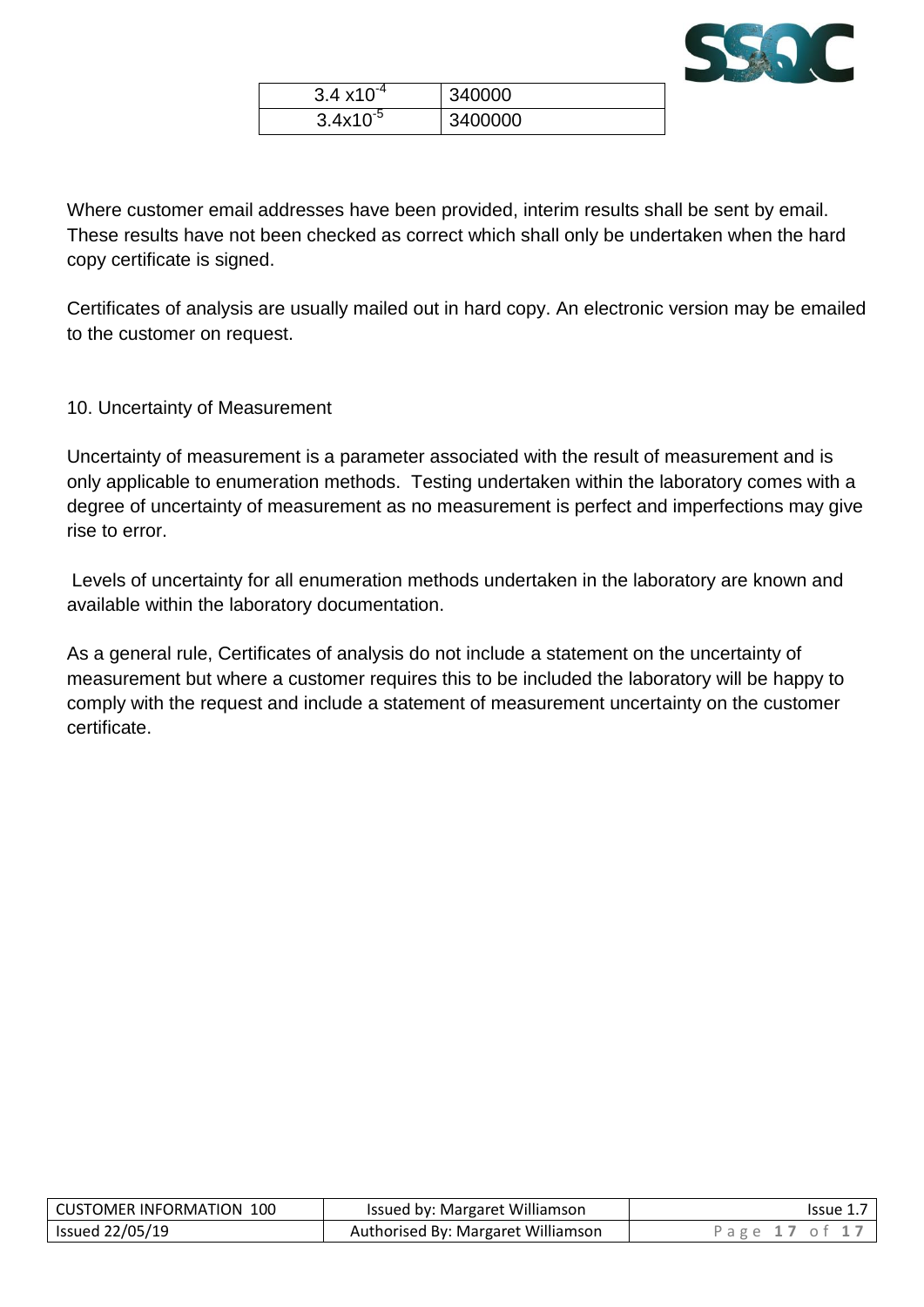| | |
|---|---|
| $3.4 \times 10^{-4}$ | 340000 |
| $3.4 \times 10^{-5}$ | 3400000 |

Where customer email addresses have been provided, interim results shall be sent by email. These results have not been checked as correct which shall only be undertaken when the hard copy certificate is signed.

Certificates of analysis are usually mailed out in hard copy. An electronic version may be emailed to the customer on request.

## 10. Uncertainty of Measurement

Uncertainty of measurement is a parameter associated with the result of measurement and is only applicable to enumeration methods. Testing undertaken within the laboratory comes with a degree of uncertainty of measurement as no measurement is perfect and imperfections may give rise to error.

Levels of uncertainty for all enumeration methods undertaken in the laboratory are known and available within the laboratory documentation.

As a general rule, Certificates of analysis do not include a statement on the uncertainty of measurement but where a customer requires this to be included the laboratory will be happy to comply with the request and include a statement of measurement uncertainty on the customer certificate.